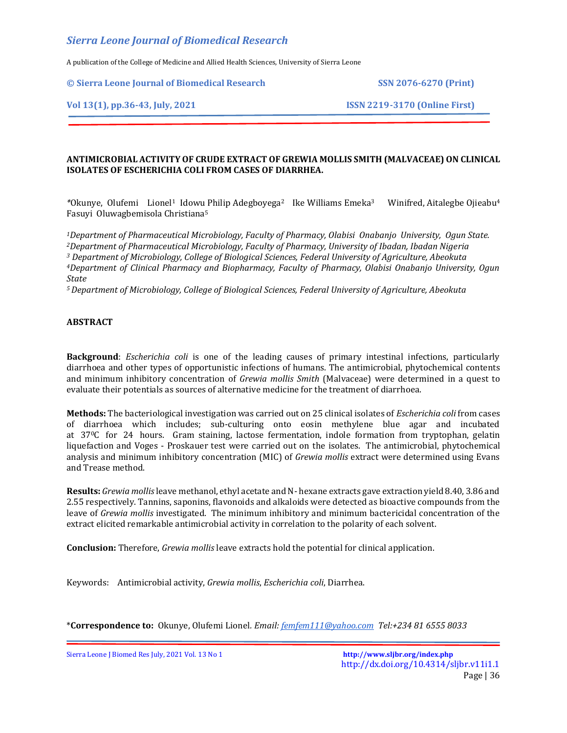# ANTIMICROBIAL ACTIVITY OF CRUDE EXTRACT OF GREWIA MOLLIS SMITH (MALVACEAE) ON CLINICAL ISOLATES OF ESCHERICHIA COLI FROM CASES OF DIARRHEA.

*Okunye, Olufemi Lionel[1] Idowu Philip Adegboyega[2] Ike Williams Emeka[3] Winifred, Aitalegbe Ojieabu[4] Fasuyi Oluwagbemisola Christiana[5]

[1]*Department of Pharmaceutical Microbiology, Faculty of Pharmacy, Olabisi Onabanjo University, Ogun State.*
[2]*Department of Pharmaceutical Microbiology, Faculty of Pharmacy, University of Ibadan, Ibadan Nigeria*
[3] *Department of Microbiology, College of Biological Sciences, Federal University of Agriculture, Abeokuta*
[4]*Department of Clinical Pharmacy and Biopharmacy, Faculty of Pharmacy, Olabisi Onabanjo University, Ogun State*
[5] *Department of Microbiology, College of Biological Sciences, Federal University of Agriculture, Abeokuta*

## ABSTRACT

**Background**: *Escherichia coli* is one of the leading causes of primary intestinal infections, particularly diarrhoea and other types of opportunistic infections of humans. The antimicrobial, phytochemical contents and minimum inhibitory concentration of *Grewia mollis Smith* (Malvaceae) were determined in a quest to evaluate their potentials as sources of alternative medicine for the treatment of diarrhoea.

**Methods:** The bacteriological investigation was carried out on 25 clinical isolates of *Escherichia coli* from cases of diarrhoea which includes; sub-culturing onto eosin methylene blue agar and incubated at 37$^0$C for 24 hours. Gram staining, lactose fermentation, indole formation from tryptophan, gelatin liquefaction and Voges - Proskauer test were carried out on the isolates. The antimicrobial, phytochemical analysis and minimum inhibitory concentration (MIC) of *Grewia mollis* extract were determined using Evans and Trease method.

**Results:** *Grewia mollis* leave methanol, ethyl acetate and N- hexane extracts gave extraction yield 8.40, 3.86 and 2.55 respectively. Tannins, saponins, flavonoids and alkaloids were detected as bioactive compounds from the leave of *Grewia mollis* investigated. The minimum inhibitory and minimum bactericidal concentration of the extract elicited remarkable antimicrobial activity in correlation to the polarity of each solvent.

**Conclusion:** Therefore, *Grewia mollis* leave extracts hold the potential for clinical application.

Keywords: Antimicrobial activity, *Grewia mollis*, *Escherichia coli*, Diarrhea.

***Correspondence to:** Okunye, Olufemi Lionel. *Email: femfem111@yahoo.com Tel:+234 81 6555 8033*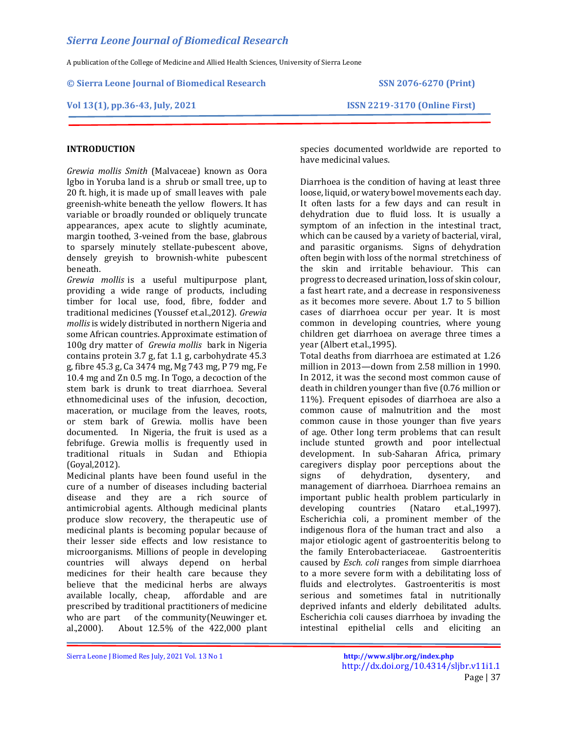## INTRODUCTION

*Grewia mollis Smith* (Malvaceae) known as Oora Igbo in Yoruba land is a shrub or small tree, up to 20 ft. high, it is made up of small leaves with pale greenish-white beneath the yellow flowers. It has variable or broadly rounded or obliquely truncate appearances, apex acute to slightly acuminate, margin toothed, 3-veined from the base, glabrous to sparsely minutely stellate-pubescent above, densely greyish to brownish-white pubescent beneath.

*Grewia mollis* is a useful multipurpose plant, providing a wide range of products, including timber for local use, food, fibre, fodder and traditional medicines (Youssef et.al.,2012). *Grewia mollis* is widely distributed in northern Nigeria and some African countries. Approximate estimation of 100g dry matter of *Grewia mollis* bark in Nigeria contains protein 3.7 g, fat 1.1 g, carbohydrate 45.3 g, fibre 45.3 g, Ca 3474 mg, Mg 743 mg, P 79 mg, Fe 10.4 mg and Zn 0.5 mg. In Togo, a decoction of the stem bark is drunk to treat diarrhoea. Several ethnomedicinal uses of the infusion, decoction, maceration, or mucilage from the leaves, roots, or stem bark of Grewia. mollis have been documented. In Nigeria, the fruit is used as a febrifuge. Grewia mollis is frequently used in traditional rituals in Sudan and Ethiopia (Goyal,2012).

Medicinal plants have been found useful in the cure of a number of diseases including bacterial disease and they are a rich source of antimicrobial agents. Although medicinal plants produce slow recovery, the therapeutic use of medicinal plants is becoming popular because of their lesser side effects and low resistance to microorganisms. Millions of people in developing countries will always depend on herbal medicines for their health care because they believe that the medicinal herbs are always available locally, cheap, affordable and are prescribed by traditional practitioners of medicine who are part of the community(Neuwinger et. al.,2000). About 12.5% of the 422,000 plant species documented worldwide are reported to have medicinal values.

Diarrhoea is the condition of having at least three loose, liquid, or watery bowel movements each day. It often lasts for a few days and can result in dehydration due to fluid loss. It is usually a symptom of an infection in the intestinal tract, which can be caused by a variety of bacterial, viral, and parasitic organisms. Signs of dehydration often begin with loss of the normal stretchiness of the skin and irritable behaviour. This can progress to decreased urination, loss of skin colour, a fast heart rate, and a decrease in responsiveness as it becomes more severe. About 1.7 to 5 billion cases of diarrhoea occur per year. It is most common in developing countries, where young children get diarrhoea on average three times a year (Albert et.al.,1995).

Total deaths from diarrhoea are estimated at 1.26 million in 2013—down from 2.58 million in 1990. In 2012, it was the second most common cause of death in children younger than five (0.76 million or 11%). Frequent episodes of diarrhoea are also a common cause of malnutrition and the most common cause in those younger than five years of age. Other long term problems that can result include stunted growth and poor intellectual development. In sub-Saharan Africa, primary caregivers display poor perceptions about the signs of dehydration, dysentery, and management of diarrhoea. Diarrhoea remains an important public health problem particularly in developing countries (Nataro et.al.,1997). Escherichia coli, a prominent member of the indigenous flora of the human tract and also a major etiologic agent of gastroenteritis belong to the family Enterobacteriaceae. Gastroenteritis caused by *Esch. coli* ranges from simple diarrhoea to a more severe form with a debilitating loss of fluids and electrolytes. Gastroenteritis is most serious and sometimes fatal in nutritionally deprived infants and elderly debilitated adults. Escherichia coli causes diarrhoea by invading the intestinal epithelial cells and eliciting an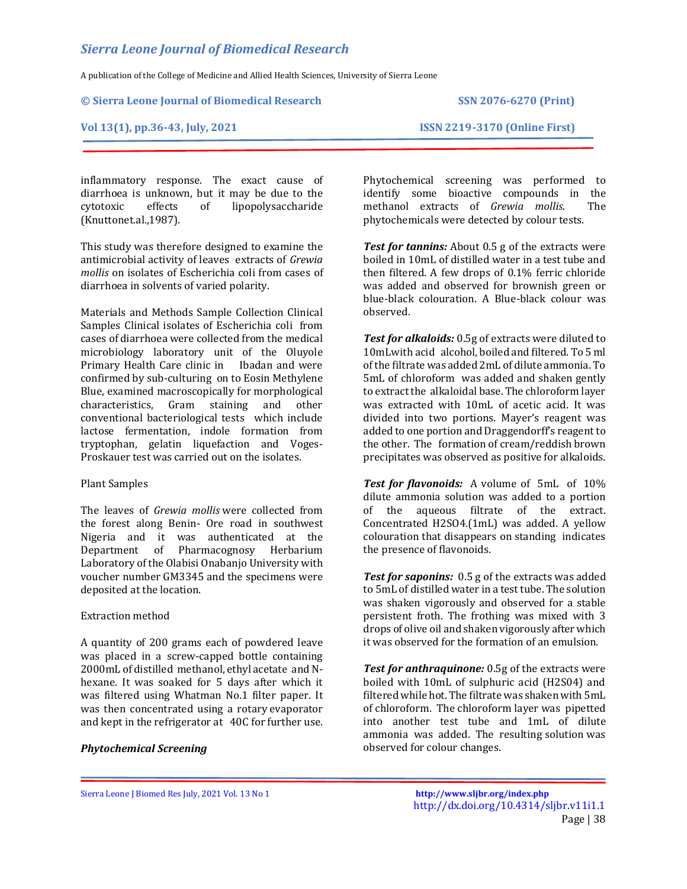inflammatory response. The exact cause of diarrhoea is unknown, but it may be due to the cytotoxic effects of lipopolysaccharide (Knuttonet.al.,1987).

This study was therefore designed to examine the antimicrobial activity of leaves extracts of *Grewia mollis* on isolates of Escherichia coli from cases of diarrhoea in solvents of varied polarity.

Materials and Methods Sample Collection Clinical Samples Clinical isolates of Escherichia coli from cases of diarrhoea were collected from the medical microbiology laboratory unit of the Oluyole Primary Health Care clinic in Ibadan and were confirmed by sub-culturing on to Eosin Methylene Blue, examined macroscopically for morphological characteristics, Gram staining and other conventional bacteriological tests which include lactose fermentation, indole formation from tryptophan, gelatin liquefaction and Voges-Proskauer test was carried out on the isolates.

Plant Samples

The leaves of *Grewia mollis* were collected from the forest along Benin- Ore road in southwest Nigeria and it was authenticated at the Department of Pharmacognosy Herbarium Laboratory of the Olabisi Onabanjo University with voucher number GM3345 and the specimens were deposited at the location.

Extraction method

A quantity of 200 grams each of powdered leave was placed in a screw-capped bottle containing 2000mL of distilled methanol, ethyl acetate and N-hexane. It was soaked for 5 days after which it was filtered using Whatman No.1 filter paper. It was then concentrated using a rotary evaporator and kept in the refrigerator at 40C for further use.

***Phytochemical Screening***

Phytochemical screening was performed to identify some bioactive compounds in the methanol extracts of *Grewia mollis*. The phytochemicals were detected by colour tests.

***Test for tannins:*** About 0.5 g of the extracts were boiled in 10mL of distilled water in a test tube and then filtered. A few drops of 0.1% ferric chloride was added and observed for brownish green or blue-black colouration. A Blue-black colour was observed.

***Test for alkaloids:*** 0.5g of extracts were diluted to 10mLwith acid alcohol, boiled and filtered. To 5 ml of the filtrate was added 2mL of dilute ammonia. To 5mL of chloroform was added and shaken gently to extract the alkaloidal base. The chloroform layer was extracted with 10mL of acetic acid. It was divided into two portions. Mayer's reagent was added to one portion and Draggendorff's reagent to the other. The formation of cream/reddish brown precipitates was observed as positive for alkaloids.

***Test for flavonoids:*** A volume of 5mL of 10% dilute ammonia solution was added to a portion of the aqueous filtrate of the extract. Concentrated H2SO4.(1mL) was added. A yellow colouration that disappears on standing indicates the presence of flavonoids.

***Test for saponins:*** 0.5 g of the extracts was added to 5mL of distilled water in a test tube. The solution was shaken vigorously and observed for a stable persistent froth. The frothing was mixed with 3 drops of olive oil and shaken vigorously after which it was observed for the formation of an emulsion.

***Test for anthraquinone:*** 0.5g of the extracts were boiled with 10mL of sulphuric acid (H2S04) and filtered while hot. The filtrate was shaken with 5mL of chloroform. The chloroform layer was pipetted into another test tube and 1mL of dilute ammonia was added. The resulting solution was observed for colour changes.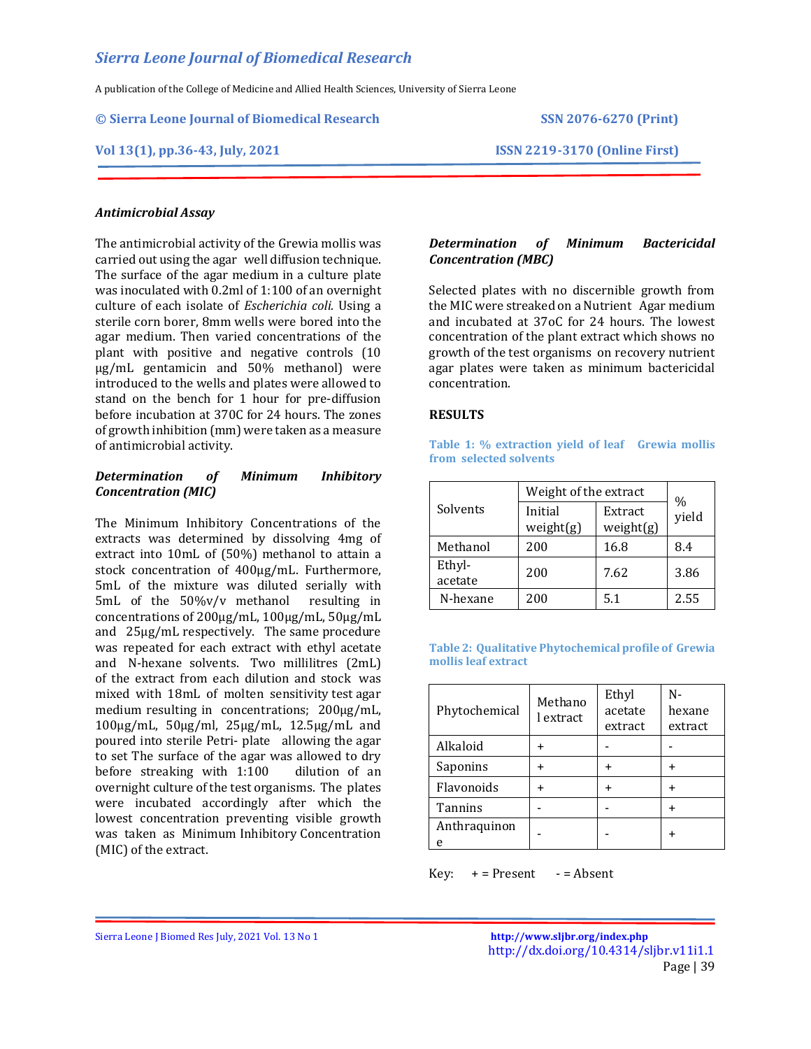### *Antimicrobial Assay*

The antimicrobial activity of the Grewia mollis was carried out using the agar well diffusion technique. The surface of the agar medium in a culture plate was inoculated with 0.2ml of 1:100 of an overnight culture of each isolate of *Escherichia coli.* Using a sterile corn borer, 8mm wells were bored into the agar medium. Then varied concentrations of the plant with positive and negative controls (10 µg/mL gentamicin and 50% methanol) were introduced to the wells and plates were allowed to stand on the bench for 1 hour for pre-diffusion before incubation at 370C for 24 hours. The zones of growth inhibition (mm) were taken as a measure of antimicrobial activity.

### *Determination of Minimum Inhibitory Concentration (MIC)*

The Minimum Inhibitory Concentrations of the extracts was determined by dissolving 4mg of extract into 10mL of (50%) methanol to attain a stock concentration of 400µg/mL. Furthermore, 5mL of the mixture was diluted serially with 5mL of the 50%v/v methanol resulting in concentrations of 200µg/mL, 100µg/mL, 50µg/mL and 25µg/mL respectively. The same procedure was repeated for each extract with ethyl acetate and N-hexane solvents. Two millilitres (2mL) of the extract from each dilution and stock was mixed with 18mL of molten sensitivity test agar medium resulting in concentrations; 200µg/mL, 100µg/mL, 50µg/ml, 25µg/mL, 12.5µg/mL and poured into sterile Petri- plate allowing the agar to set The surface of the agar was allowed to dry before streaking with 1:100 dilution of an overnight culture of the test organisms. The plates were incubated accordingly after which the lowest concentration preventing visible growth was taken as Minimum Inhibitory Concentration (MIC) of the extract.

### *Determination of Minimum Bactericidal Concentration (MBC)*

Selected plates with no discernible growth from the MIC were streaked on a Nutrient Agar medium and incubated at 37oC for 24 hours. The lowest concentration of the plant extract which shows no growth of the test organisms on recovery nutrient agar plates were taken as minimum bactericidal concentration.

## RESULTS

**Table 1: % extraction yield of leaf Grewia mollis from selected solvents**

| Solvents | Weight of the extract | | % yield |
|---|---|---|---|
| | Initial weight(g) | Extract weight(g) | |
| Methanol | 200 | 16.8 | 8.4 |
| Ethyl-acetate | 200 | 7.62 | 3.86 |
| N-hexane | 200 | 5.1 | 2.55 |

**Table 2: Qualitative Phytochemical profile of Grewia mollis leaf extract**

| Phytochemical | Methanol extract | Ethyl acetate extract | N-hexane extract |
|---|---|---|---|
| Alkaloid | + | - | - |
| Saponins | + | + | + |
| Flavonoids | + | + | + |
| Tannins | - | - | + |
| Anthraquinone | - | - | + |

Key: + = Present - = Absent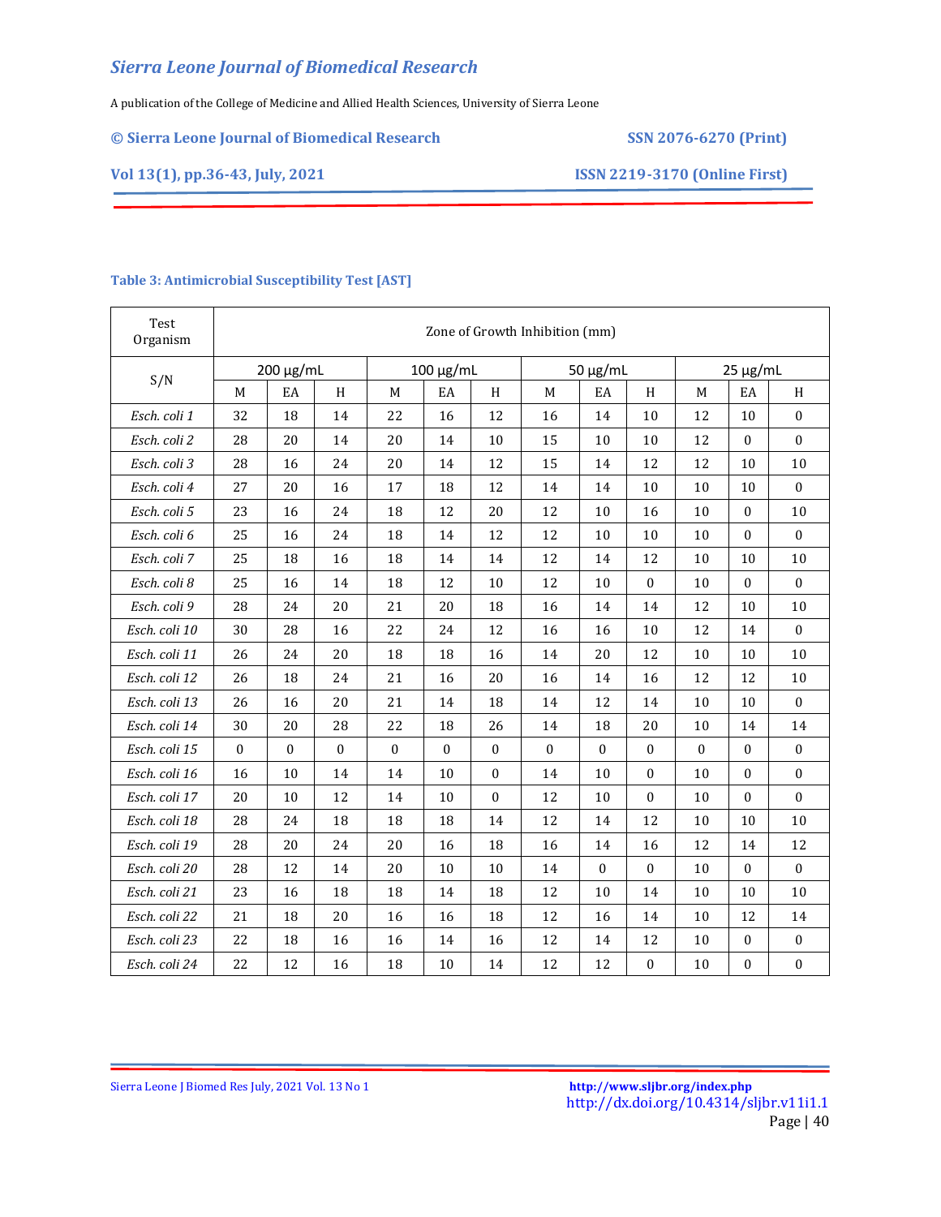**Table 3: Antimicrobial Susceptibility Test [AST]**

| Test Organism | Zone of Growth Inhibition (mm) | | | | | | | | | | | |
|---|---|---|---|---|---|---|---|---|---|---|---|---|
| S/N | 200 μg/mL | | | 100 μg/mL | | | 50 μg/mL | | | 25 μg/mL | | |
| | M | EA | H | M | EA | H | M | EA | H | M | EA | H |
| *Esch. coli 1* | 32 | 18 | 14 | 22 | 16 | 12 | 16 | 14 | 10 | 12 | 10 | 0 |
| *Esch. coli 2* | 28 | 20 | 14 | 20 | 14 | 10 | 15 | 10 | 10 | 12 | 0 | 0 |
| *Esch. coli 3* | 28 | 16 | 24 | 20 | 14 | 12 | 15 | 14 | 12 | 12 | 10 | 10 |
| *Esch. coli 4* | 27 | 20 | 16 | 17 | 18 | 12 | 14 | 14 | 10 | 10 | 10 | 0 |
| *Esch. coli 5* | 23 | 16 | 24 | 18 | 12 | 20 | 12 | 10 | 16 | 10 | 0 | 10 |
| *Esch. coli 6* | 25 | 16 | 24 | 18 | 14 | 12 | 12 | 10 | 10 | 10 | 0 | 0 |
| *Esch. coli 7* | 25 | 18 | 16 | 18 | 14 | 14 | 12 | 14 | 12 | 10 | 10 | 10 |
| *Esch. coli 8* | 25 | 16 | 14 | 18 | 12 | 10 | 12 | 10 | 0 | 10 | 0 | 0 |
| *Esch. coli 9* | 28 | 24 | 20 | 21 | 20 | 18 | 16 | 14 | 14 | 12 | 10 | 10 |
| *Esch. coli 10* | 30 | 28 | 16 | 22 | 24 | 12 | 16 | 16 | 10 | 12 | 14 | 0 |
| *Esch. coli 11* | 26 | 24 | 20 | 18 | 18 | 16 | 14 | 20 | 12 | 10 | 10 | 10 |
| *Esch. coli 12* | 26 | 18 | 24 | 21 | 16 | 20 | 16 | 14 | 16 | 12 | 12 | 10 |
| *Esch. coli 13* | 26 | 16 | 20 | 21 | 14 | 18 | 14 | 12 | 14 | 10 | 10 | 0 |
| *Esch. coli 14* | 30 | 20 | 28 | 22 | 18 | 26 | 14 | 18 | 20 | 10 | 14 | 14 |
| *Esch. coli 15* | 0 | 0 | 0 | 0 | 0 | 0 | 0 | 0 | 0 | 0 | 0 | 0 |
| *Esch. coli 16* | 16 | 10 | 14 | 14 | 10 | 0 | 14 | 10 | 0 | 10 | 0 | 0 |
| *Esch. coli 17* | 20 | 10 | 12 | 14 | 10 | 0 | 12 | 10 | 0 | 10 | 0 | 0 |
| *Esch. coli 18* | 28 | 24 | 18 | 18 | 18 | 14 | 12 | 14 | 12 | 10 | 10 | 10 |
| *Esch. coli 19* | 28 | 20 | 24 | 20 | 16 | 18 | 16 | 14 | 16 | 12 | 14 | 12 |
| *Esch. coli 20* | 28 | 12 | 14 | 20 | 10 | 10 | 14 | 0 | 0 | 10 | 0 | 0 |
| *Esch. coli 21* | 23 | 16 | 18 | 18 | 14 | 18 | 12 | 10 | 14 | 10 | 10 | 10 |
| *Esch. coli 22* | 21 | 18 | 20 | 16 | 16 | 18 | 12 | 16 | 14 | 10 | 12 | 14 |
| *Esch. coli 23* | 22 | 18 | 16 | 16 | 14 | 16 | 12 | 14 | 12 | 10 | 0 | 0 |
| *Esch. coli 24* | 22 | 12 | 16 | 18 | 10 | 14 | 12 | 12 | 0 | 10 | 0 | 0 |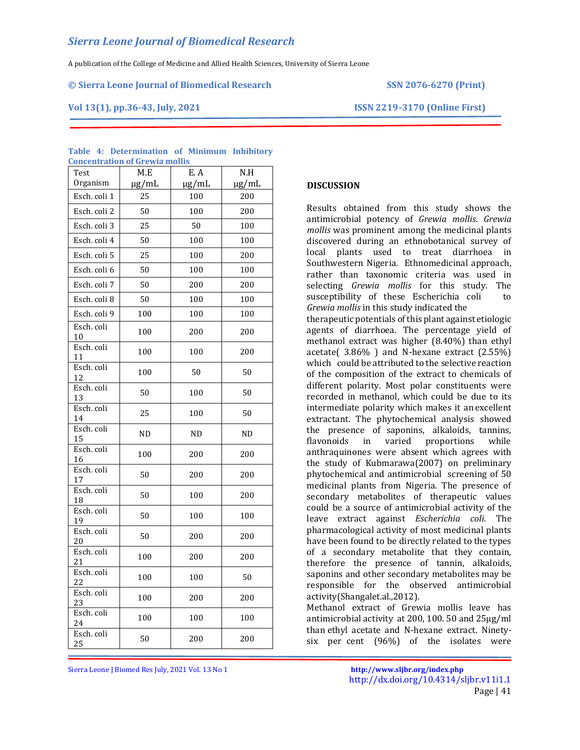**Table 4: Determination of Minimum Inhibitory Concentration of Grewia mollis**

| Test Organism | M.E μg/mL | E. A μg/mL | N.H μg/mL |
|---|---|---|---|
| Esch. coli 1 | 25 | 100 | 200 |
| Esch. coli 2 | 50 | 100 | 200 |
| Esch. coli 3 | 25 | 50 | 100 |
| Esch. coli 4 | 50 | 100 | 100 |
| Esch. coli 5 | 25 | 100 | 200 |
| Esch. coli 6 | 50 | 100 | 100 |
| Esch. coli 7 | 50 | 200 | 200 |
| Esch. coli 8 | 50 | 100 | 100 |
| Esch. coli 9 | 100 | 100 | 100 |
| Esch. coli 10 | 100 | 200 | 200 |
| Esch. coli 11 | 100 | 100 | 200 |
| Esch. coli 12 | 100 | 50 | 50 |
| Esch. coli 13 | 50 | 100 | 50 |
| Esch. coli 14 | 25 | 100 | 50 |
| Esch. coli 15 | ND | ND | ND |
| Esch. coli 16 | 100 | 200 | 200 |
| Esch. coli 17 | 50 | 200 | 200 |
| Esch. coli 18 | 50 | 100 | 200 |
| Esch. coli 19 | 50 | 100 | 100 |
| Esch. coli 20 | 50 | 200 | 200 |
| Esch. coli 21 | 100 | 200 | 200 |
| Esch. coli 22 | 100 | 100 | 50 |
| Esch. coli 23 | 100 | 200 | 200 |
| Esch. coli 24 | 100 | 100 | 100 |
| Esch. coli 25 | 50 | 200 | 200 |

## DISCUSSION

Results obtained from this study shows the antimicrobial potency of *Grewia mollis*. *Grewia mollis* was prominent among the medicinal plants discovered during an ethnobotanical survey of local plants used to treat diarrhoea in Southwestern Nigeria. Ethnomedicinal approach, rather than taxonomic criteria was used in selecting *Grewia mollis* for this study. The susceptibility of these Escherichia coli to *Grewia mollis* in this study indicated the therapeutic potentials of this plant against etiologic agents of diarrhoea. The percentage yield of methanol extract was higher (8.40%) than ethyl acetate( 3.86% ) and N-hexane extract (2.55%) which could be attributed to the selective reaction of the composition of the extract to chemicals of different polarity. Most polar constituents were recorded in methanol, which could be due to its intermediate polarity which makes it an excellent extractant. The phytochemical analysis showed the presence of saponins, alkaloids, tannins, flavonoids in varied proportions while anthraquinones were absent which agrees with the study of Kubmarawa(2007) on preliminary phytochemical and antimicrobial screening of 50 medicinal plants from Nigeria. The presence of secondary metabolites of therapeutic values could be a source of antimicrobial activity of the leave extract against *Escherichia coli.* The pharmacological activity of most medicinal plants have been found to be directly related to the types of a secondary metabolite that they contain, therefore the presence of tannin, alkaloids, saponins and other secondary metabolites may be responsible for the observed antimicrobial activity(Shangalet.al.,2012).

Methanol extract of Grewia mollis leave has antimicrobial activity at 200, 100. 50 and 25μg/ml than ethyl acetate and N-hexane extract. Ninety-six per cent (96%) of the isolates were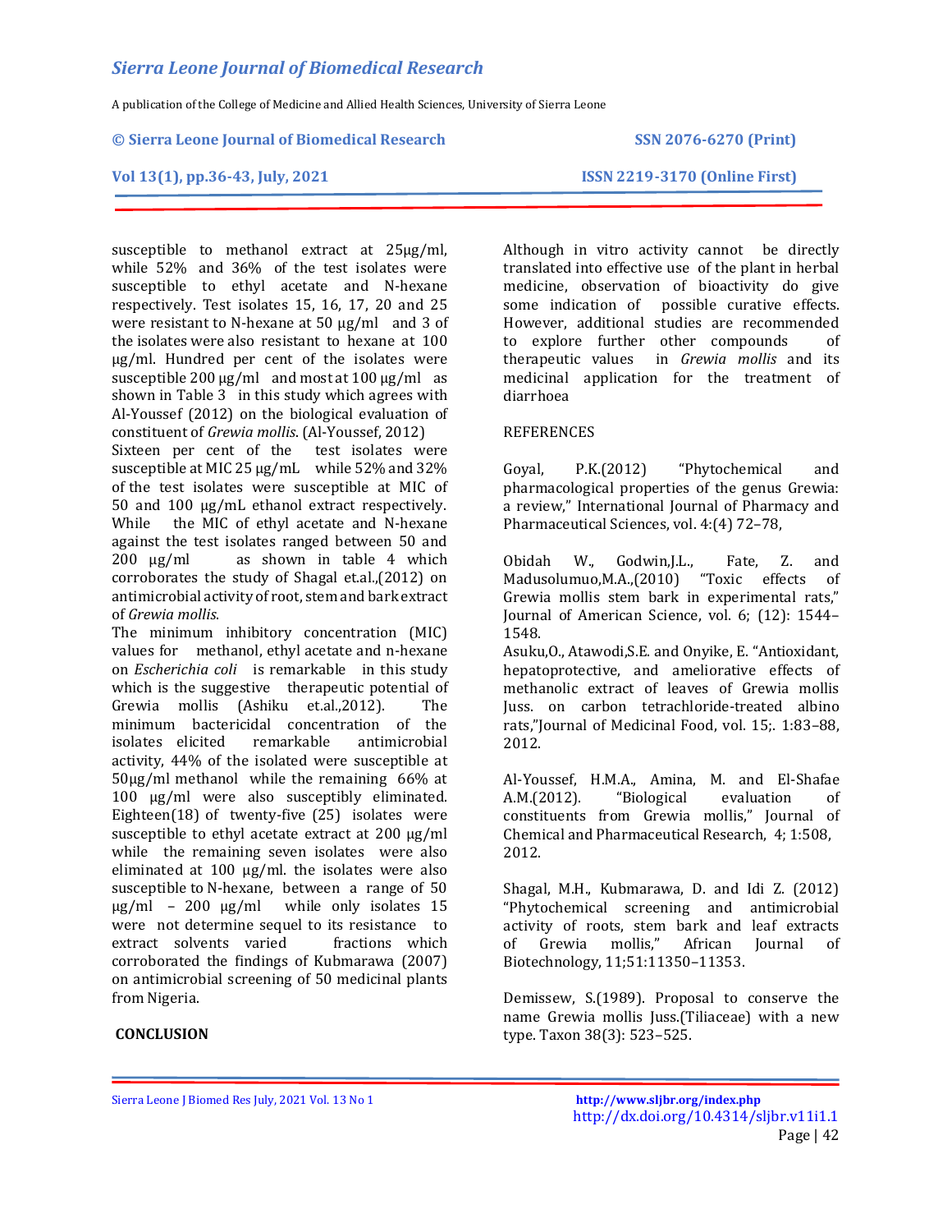susceptible to methanol extract at 25µg/ml, while 52% and 36% of the test isolates were susceptible to ethyl acetate and N-hexane respectively. Test isolates 15, 16, 17, 20 and 25 were resistant to N-hexane at 50 µg/ml and 3 of the isolates were also resistant to hexane at 100 µg/ml. Hundred per cent of the isolates were susceptible 200 µg/ml and most at 100 µg/ml as shown in Table 3 in this study which agrees with Al-Youssef (2012) on the biological evaluation of constituent of *Grewia mollis*. (Al-Youssef, 2012)

Sixteen per cent of the test isolates were susceptible at MIC 25 µg/mL while 52% and 32% of the test isolates were susceptible at MIC of 50 and 100 µg/mL ethanol extract respectively. While the MIC of ethyl acetate and N-hexane against the test isolates ranged between 50 and 200 µg/ml as shown in table 4 which corroborates the study of Shagal et.al.,(2012) on antimicrobial activity of root, stem and bark extract of *Grewia mollis*.

The minimum inhibitory concentration (MIC) values for methanol, ethyl acetate and n-hexane on *Escherichia coli* is remarkable in this study which is the suggestive therapeutic potential of Grewia mollis (Ashiku et.al.,2012). The minimum bactericidal concentration of the isolates elicited remarkable antimicrobial activity, 44% of the isolated were susceptible at 50µg/ml methanol while the remaining 66% at 100 µg/ml were also susceptibly eliminated. Eighteen(18) of twenty-five (25) isolates were susceptible to ethyl acetate extract at 200 µg/ml while the remaining seven isolates were also eliminated at 100 µg/ml. the isolates were also susceptible to N-hexane, between a range of 50 µg/ml – 200 µg/ml while only isolates 15 were not determine sequel to its resistance to extract solvents varied fractions which corroborated the findings of Kubmarawa (2007) on antimicrobial screening of 50 medicinal plants from Nigeria.

## CONCLUSION

Although in vitro activity cannot be directly translated into effective use of the plant in herbal medicine, observation of bioactivity do give some indication of possible curative effects. However, additional studies are recommended to explore further other compounds of therapeutic values in *Grewia mollis* and its medicinal application for the treatment of diarrhoea

## REFERENCES

Goyal, P.K.(2012) "Phytochemical and pharmacological properties of the genus Grewia: a review," International Journal of Pharmacy and Pharmaceutical Sciences, vol. 4:(4) 72–78,

Obidah W., Godwin,J.L., Fate, Z. and Madusolumuo,M.A.,(2010) "Toxic effects of Grewia mollis stem bark in experimental rats," Journal of American Science, vol. 6; (12): 1544–1548.

Asuku,O., Atawodi,S.E. and Onyike, E. "Antioxidant, hepatoprotective, and ameliorative effects of methanolic extract of leaves of Grewia mollis Juss. on carbon tetrachloride-treated albino rats,"Journal of Medicinal Food, vol. 15;. 1:83–88, 2012.

Al-Youssef, H.M.A., Amina, M. and El-Shafae A.M.(2012). "Biological evaluation of constituents from Grewia mollis," Journal of Chemical and Pharmaceutical Research, 4; 1:508, 2012.

Shagal, M.H., Kubmarawa, D. and Idi Z. (2012) "Phytochemical screening and antimicrobial activity of roots, stem bark and leaf extracts of Grewia mollis," African Journal of Biotechnology, 11;51:11350–11353.

Demissew, S.(1989). Proposal to conserve the name Grewia mollis Juss.(Tiliaceae) with a new type. Taxon 38(3): 523–525.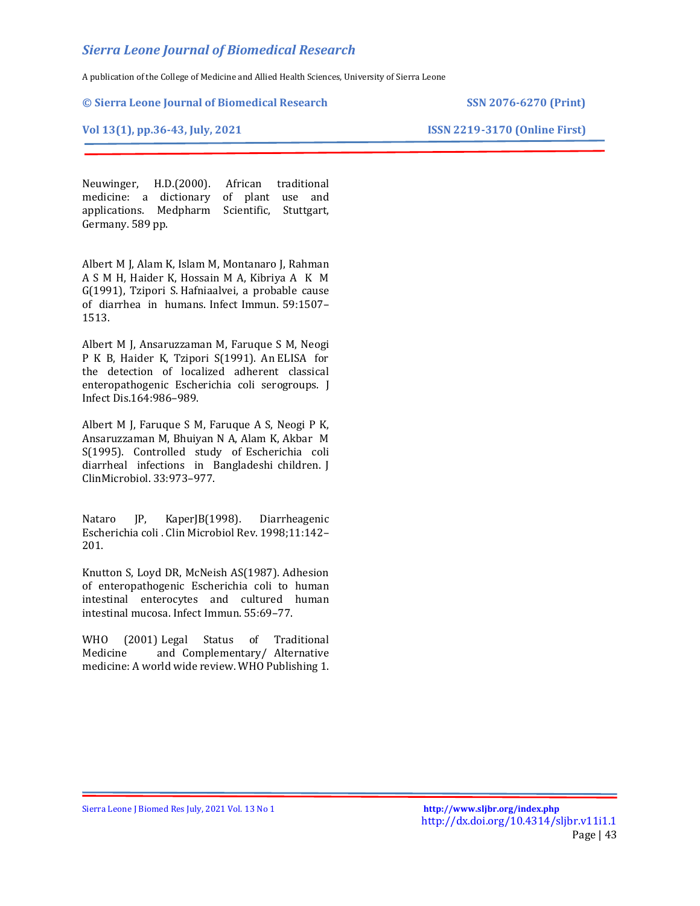Neuwinger, H.D.(2000). African traditional medicine: a dictionary of plant use and applications. Medpharm Scientific, Stuttgart, Germany. 589 pp.

Albert M J, Alam K, Islam M, Montanaro J, Rahman A S M H, Haider K, Hossain M A, Kibriya A K M G(1991), Tzipori S. Hafniaalvei, a probable cause of diarrhea in humans. Infect Immun. 59:1507–1513.

Albert M J, Ansaruzzaman M, Faruque S M, Neogi P K B, Haider K, Tzipori S(1991). An ELISA for the detection of localized adherent classical enteropathogenic Escherichia coli serogroups. J Infect Dis.164:986–989.

Albert M J, Faruque S M, Faruque A S, Neogi P K, Ansaruzzaman M, Bhuiyan N A, Alam K, Akbar M S(1995). Controlled study of Escherichia coli diarrheal infections in Bangladeshi children. J ClinMicrobiol. 33:973–977.

Nataro JP, KaperJB(1998). Diarrheagenic Escherichia coli . Clin Microbiol Rev. 1998;11:142–201.

Knutton S, Loyd DR, McNeish AS(1987). Adhesion of enteropathogenic Escherichia coli to human intestinal enterocytes and cultured human intestinal mucosa. Infect Immun. 55:69–77.

WHO (2001) Legal Status of Traditional Medicine and Complementary/ Alternative medicine: A world wide review. WHO Publishing 1.